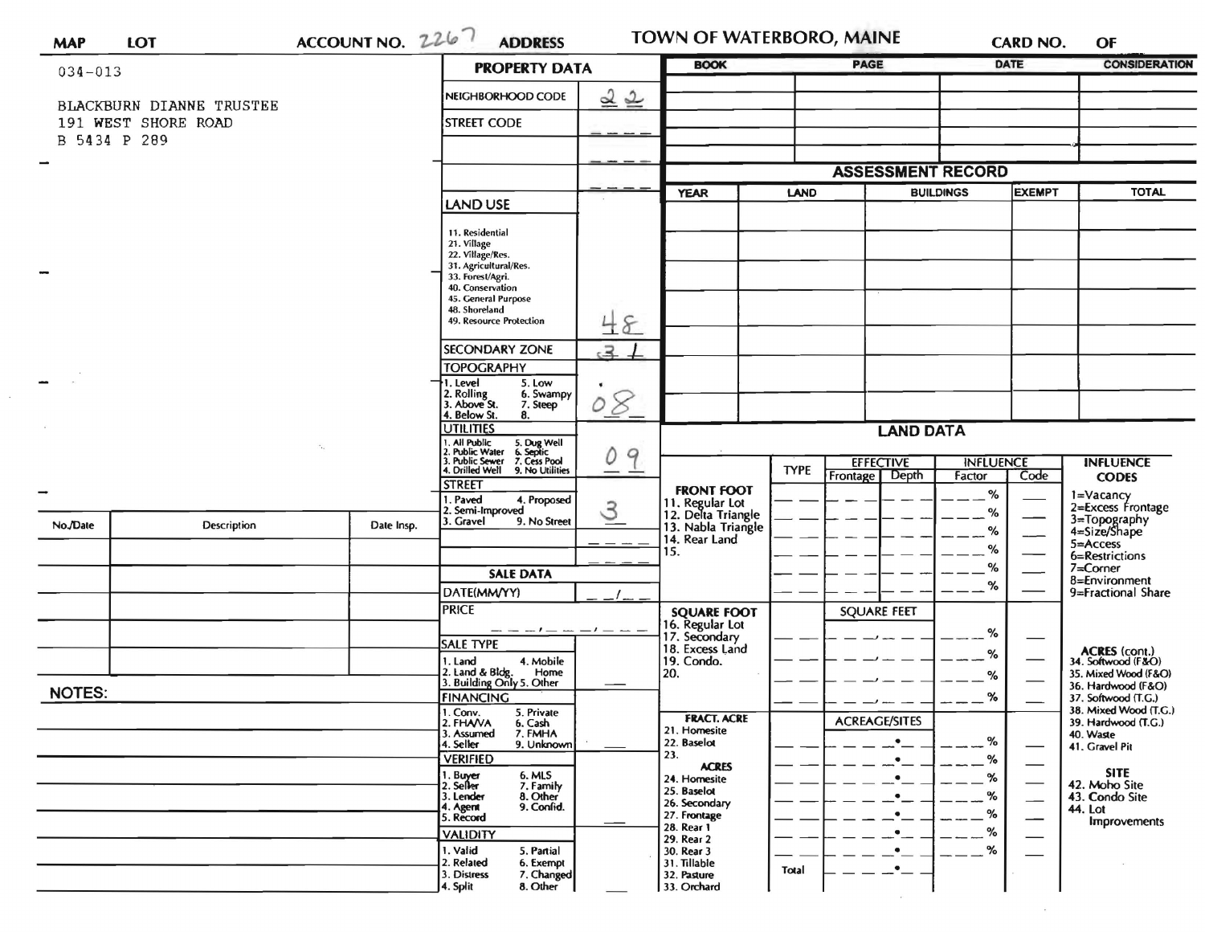| MAP | LOT | ACCOUNT NO. 2267 | ADDRESS | TOWN OF WATERBORO, MAINE | CARD NO. | OF |
|---|---|---|---|---|---|---|

034-013

BLACKBURN DIANNE TRUSTEE
191 WEST SHORE ROAD
B 5434 P 289

## PROPERTY DATA

| Field | Value |
|---|---|
| NEIGHBORHOOD CODE | 22 |
| STREET CODE | |
| LAND USE (11. Residential, 21. Village, 22. Village/Res., 31. Agricultural/Res., 33. Forest/Agri., 40. Conservation, 45. General Purpose, 48. Shoreland, 49. Resource Protection) | 48 |
| SECONDARY ZONE | 31 |
| TOPOGRAPHY (1. Level, 2. Rolling, 3. Above St., 4. Below St., 5. Low, 6. Swampy, 7. Steep, 8.) | 08 |
| UTILITIES (1. All Public, 2. Public Water, 3. Public Sewer, 4. Drilled Well, 5. Dug Well, 6. Septic, 7. Cess Pool, 9. No Utilities) | 09 |
| STREET (1. Paved, 2. Semi-Improved, 3. Gravel, 4. Proposed, 9. No Street) | 3 |

## SALE DATA

| Field | Value |
|---|---|
| DATE(MM/YY) | |
| PRICE | |
| SALE TYPE (1. Land, 2. Land & Bldg., 3. Building Only, 4. Mobile Home, 5. Other) | |
| FINANCING (1. Conv., 2. FHA/VA, 3. Assumed, 4. Seller, 5. Private, 6. Cash, 7. FMHA, 9. Unknown) | |
| VERIFIED (1. Buyer, 2. Seller, 3. Lender, 4. Agent, 5. Record, 6. MLS, 7. Family, 8. Other, 9. Confid.) | |
| VALIDITY (1. Valid, 2. Related, 3. Distress, 4. Split, 5. Partial, 6. Exempt, 7. Changed, 8. Other) | |

| BOOK | PAGE | DATE | CONSIDERATION |
|---|---|---|---|
| | | | |

## ASSESSMENT RECORD

| YEAR | LAND | BUILDINGS | EXEMPT | TOTAL |
|---|---|---|---|---|
| | | | | |

## LAND DATA

| | TYPE | EFFECTIVE Frontage | EFFECTIVE Depth | INFLUENCE Factor | INFLUENCE Code |
|---|---|---|---|---|---|
| FRONT FOOT: 11. Regular Lot, 12. Delta Triangle, 13. Nabla Triangle, 14. Rear Land, 15. | | | | % | |
| SQUARE FOOT: 16. Regular Lot, 17. Secondary, 18. Excess Land, 19. Condo., 20. | | SQUARE FEET | | % | |
| FRACT. ACRE: 21. Homesite, 22. Baselot, 23. | | ACREAGE/SITES | | % | |
| ACRES: 24. Homesite, 25. Baselot, 26. Secondary, 27. Frontage, 28. Rear 1, 29. Rear 2, 30. Rear 3, 31. Tillable, 32. Pasture, 33. Orchard | Total | | | % | |

**INFLUENCE CODES**
1=Vacancy
2=Excess Frontage
3=Topography
4=Size/Shape
5=Access
6=Restrictions
7=Corner
8=Environment
9=Fractional Share

**ACRES (cont.)**
34. Softwood (F&O)
35. Mixed Wood (F&O)
36. Hardwood (F&O)
37. Softwood (T.G.)
38. Mixed Wood (T.G.)
39. Hardwood (T.G.)
40. Waste
41. Gravel Pit

**SITE**
42. Moho Site
43. Condo Site
44. Lot Improvements

| No./Date | Description | Date Insp. |
|---|---|---|
| | | |

NOTES: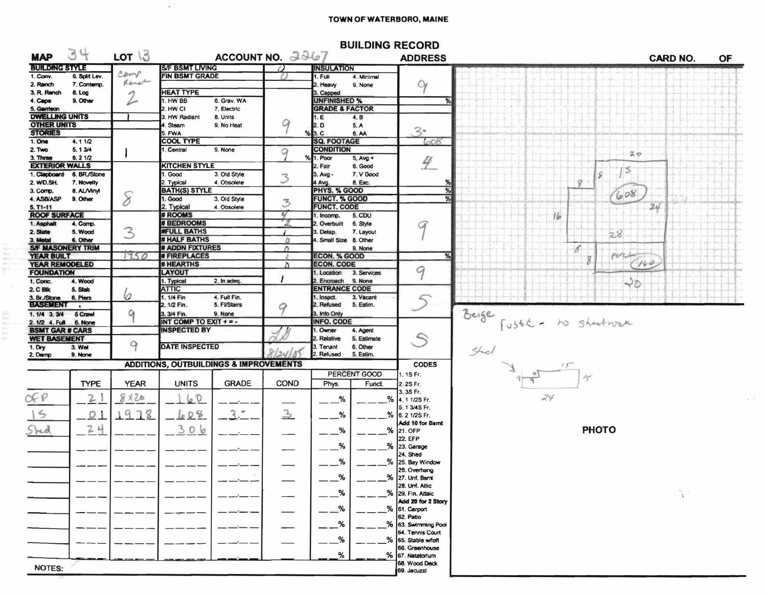**TOWN OF WATERBORO, MAINE**

# BUILDING RECORD

**MAP** 34 **LOT** 13 **ACCOUNT NO.** 2267 **ADDRESS** **CARD NO.** **OF**

| Field | Value | Field | Value | Field | Value |
|---|---|---|---|---|---|
| **BUILDING STYLE** (1. Conv. 2. Ranch 3. R. Ranch 4. Cape 5. Garrison 6. Split Lev. 7. Contemp. 8. Log 9. Other) | Camp Ranch 2 | **S/F BSMT LIVING** | 0 | **INSULATION** (1. Full 2. Heavy 3. Capped 4. Minimal 9. None) | 9 |
| **DWELLING UNITS** | 1 | **FIN BSMT GRADE** | 0 | **UNFINISHED %** | % |
| **OTHER UNITS** | | **HEAT TYPE** (1. HW BB 2. HW CI 3. HW Radiant 4. Steam 5. FWA 6. Grav. WA 7. Electric 8. Units 9. No Heat) | 9 % | **GRADE & FACTOR** (1. E 2. D 3. C 4. B 5. A 6. AA) | 3- |
| **STORIES** (1. One 2. Two 3. Three 4. 1 1/2 5. 1 3/4 6. 2 1/2) | 1 | **COOL TYPE** (1. Central 9. None) | 9 % | **SQ. FOOTAGE** | 608 |
| **EXTERIOR WALLS** (1. Clapboard 2. WD.SH. 3. Comp. 4. ASB/ASP 5. T1-11 6. BR./Stone 7. Novelty 8. AL/Vinyl 9. Other) | 8 | **KITCHEN STYLE** (1. Good 2. Typical 3. Old Style 4. Obsolete) | 3 | **CONDITION** (1. Poor 2. Fair 3. Avg - 4. Avg. 5. Avg + 6. Good 7. V Good 8. Exc.) | 4 |
| | | **BATH(S) STYLE** (1. Good 2. Typical 3. Old Style 4. Obsolete) | 3 | **PHYS. % GOOD** | % |
| **ROOF SURFACE** (1. Asphalt 2. Slate 3. Metal 4. Comp. 5. Wood 6. Other) | 3 | **# ROOMS** | 4 | **FUNCT. % GOOD** | % |
| | | **# BEDROOMS** | 2 | **FUNCT. CODE** (1. Incomp. 2. Overbuilt 3. Delap. 4. Small Size 5. CDU 6. Style 7. Layout 8. Other 9. None) | 9 |
| | | **#FULL BATHS** | 1 | | |
| | | **# HALF BATHS** | 0 | | |
| **S/F MASONRY TRIM** | | **# ADDN FIXTURES** | 0 | | |
| **YEAR BUILT** | 1950 | **# FIREPLACES** | 1 | **ECON. % GOOD** | % |
| **YEAR REMODELED** | | **# HEARTHS** | 0 | **ECON. CODE** (1. Location 2. Encroach 3. Services 9. None) | 9 |
| **FOUNDATION** (1. Conc. 2. C Blk 3. Br./Stone 4. Wood 5. Slab 6. Piers) | 6 | **LAYOUT** (1. Typical 2. In adeq.) | 1 | | |
| **BASEMENT** (1. 1/4 2. 1/2 3. 3/4 4. Full 5 Crawl 6. None) | 9 | **ATTIC** (1. 1/4 Fin 2. 1/2 Fin. 3. 3/4 Fin. 4. Full Fin. 5. Fl/Stairs 9. None) | 9 | **ENTRANCE CODE** (1. Inspct. 2. Refused 3. Info Only 4. Vacant 5. Estim.) | 5 |
| **BSMT GAR # CARS** | | **INT COMP TO EXIT + = -** | | **INFO. CODE** (1. Owner 2. Relative 3. Tenant 4. Agent 5. Estimate 6. Other) | 5 |
| **WET BASEMENT** (1. Dry 2. Damp 3. Wet 9. None) | 9 | **INSPECTED BY** | LD | | |
| | | **DATE INSPECTED** | 8/24/05 | | |

Sketch: 20, 8, 15, 9, 608, 24, 16, 28, 8, 8, porch 160, 20

Beige

Fused - no sheetrock

Shed: 9, 6, 9, 15, 5, 24

## ADDITIONS, OUTBUILDINGS & IMPROVEMENTS

| | TYPE | YEAR | UNITS | GRADE | COND | PERCENT GOOD Phys. | PERCENT GOOD Funct. |
|---|---|---|---|---|---|---|---|
| OFP | 21 | 8X20 | 160 | | | % | % |
| 1S | 01 | 1978 | 608 | 3- | 3 | % | % |
| Shed | 24 | | 306 | | | % | % |
| | | | | | | % | % |
| | | | | | | % | % |
| | | | | | | % | % |
| | | | | | | % | % |
| | | | | | | % | % |
| | | | | | | % | % |
| | | | | | | % | % |
| | | | | | | % | % |

**CODES**
1. 1S Fr.
2. 2S Fr.
3. 3S Fr.
4. 1 1/2S Fr.
5. 1 3/4S Fr.
6. 2 1/2S Fr.
Add 10 for Bsmt
21. OFP
22. EFP
23. Garage
24. Shed
25. Bay Window
26. Overhang
27. Unf. Bsmt
28. Unf. Attic
29. Fin. Attaic
Add 20 for 2 Story
61. Carport
62. Patio
63. Swimming Pool
64. Tennis Court
65. Stable w/loft
66. Greenhouse
67. Natatorium
68. Wood Deck
69. Jacuzzi

**PHOTO**

NOTES: